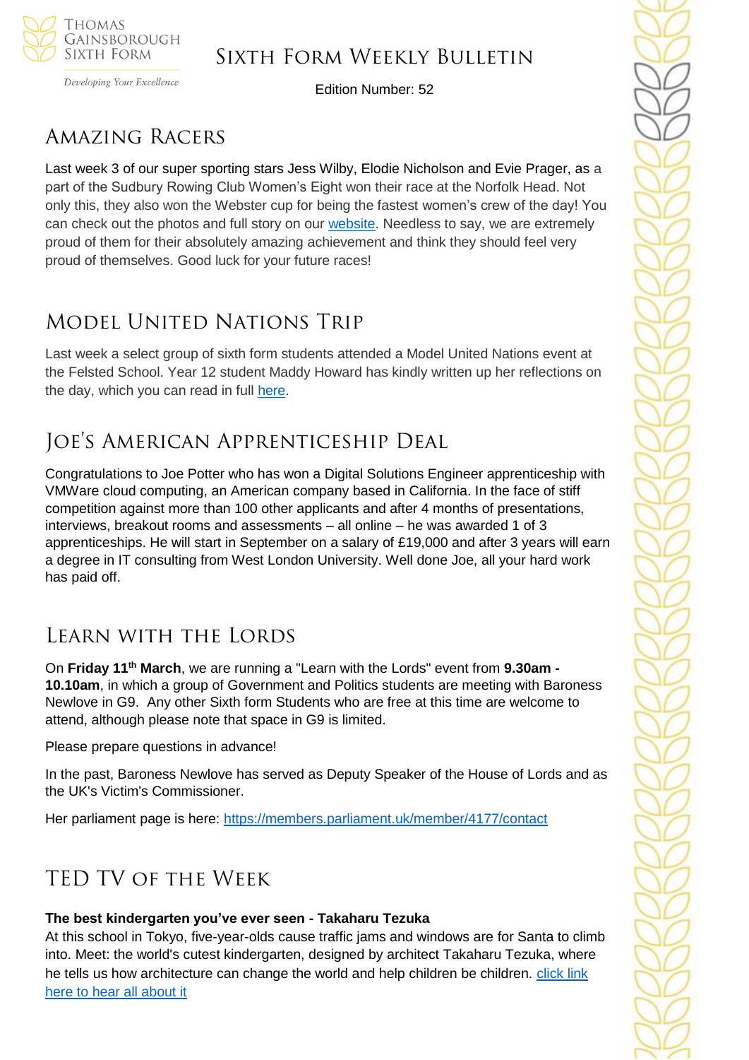# Sixth Form Weekly Bulletin

Edition Number: 52

## Amazing Racers

Last week 3 of our super sporting stars Jess Wilby, Elodie Nicholson and Evie Prager, as a part of the Sudbury Rowing Club Women's Eight won their race at the Norfolk Head. Not only this, they also won the Webster cup for being the fastest women's crew of the day! You can check out the photos and full story on our website. Needless to say, we are extremely proud of them for their absolutely amazing achievement and think they should feel very proud of themselves. Good luck for your future races!

## Model United Nations Trip

Last week a select group of sixth form students attended a Model United Nations event at the Felsted School. Year 12 student Maddy Howard has kindly written up her reflections on the day, which you can read in full here.

## Joe's American Apprenticeship Deal

Congratulations to Joe Potter who has won a Digital Solutions Engineer apprenticeship with VMWare cloud computing, an American company based in California. In the face of stiff competition against more than 100 other applicants and after 4 months of presentations, interviews, breakout rooms and assessments – all online – he was awarded 1 of 3 apprenticeships. He will start in September on a salary of £19,000 and after 3 years will earn a degree in IT consulting from West London University. Well done Joe, all your hard work has paid off.

## Learn with the Lords

On **Friday 11th March**, we are running a "Learn with the Lords" event from **9.30am - 10.10am**, in which a group of Government and Politics students are meeting with Baroness Newlove in G9. Any other Sixth form Students who are free at this time are welcome to attend, although please note that space in G9 is limited.

Please prepare questions in advance!

In the past, Baroness Newlove has served as Deputy Speaker of the House of Lords and as the UK's Victim's Commissioner.

Her parliament page is here: https://members.parliament.uk/member/4177/contact

## TED TV of the Week

**The best kindergarten you've ever seen - Takaharu Tezuka**
At this school in Tokyo, five-year-olds cause traffic jams and windows are for Santa to climb into. Meet: the world's cutest kindergarten, designed by architect Takaharu Tezuka, where he tells us how architecture can change the world and help children be children. click link here to hear all about it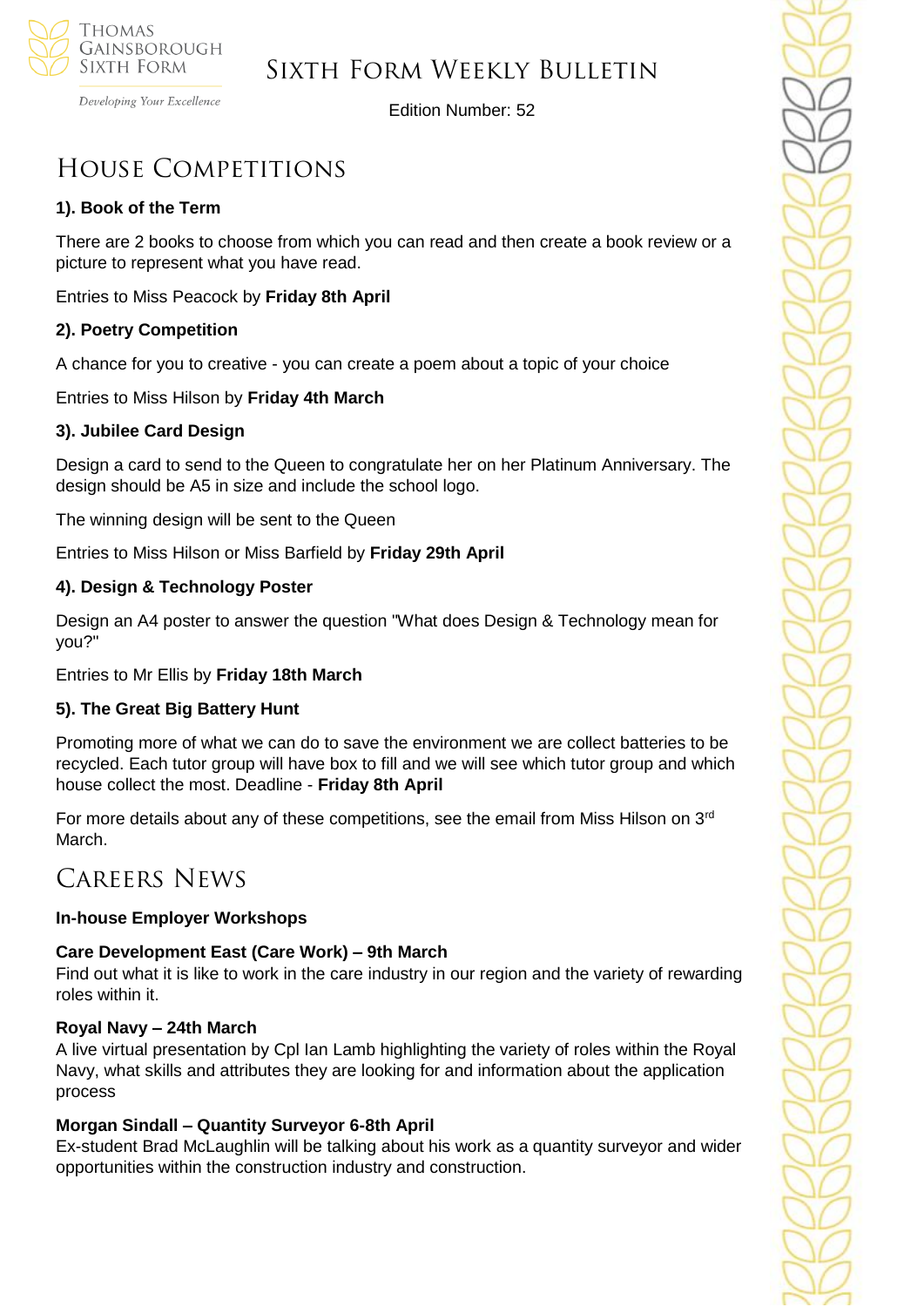# House Competitions

**1). Book of the Term**

There are 2 books to choose from which you can read and then create a book review or a picture to represent what you have read.

Entries to Miss Peacock by **Friday 8th April**

**2). Poetry Competition**

A chance for you to creative - you can create a poem about a topic of your choice

Entries to Miss Hilson by **Friday 4th March**

**3). Jubilee Card Design**

Design a card to send to the Queen to congratulate her on her Platinum Anniversary. The design should be A5 in size and include the school logo.

The winning design will be sent to the Queen

Entries to Miss Hilson or Miss Barfield by **Friday 29th April**

**4). Design & Technology Poster**

Design an A4 poster to answer the question "What does Design & Technology mean for you?"

Entries to Mr Ellis by **Friday 18th March**

**5). The Great Big Battery Hunt**

Promoting more of what we can do to save the environment we are collect batteries to be recycled. Each tutor group will have box to fill and we will see which tutor group and which house collect the most. Deadline - **Friday 8th April**

For more details about any of these competitions, see the email from Miss Hilson on 3rd March.

# Careers News

**In-house Employer Workshops**

**Care Development East (Care Work) – 9th March**
Find out what it is like to work in the care industry in our region and the variety of rewarding roles within it.

**Royal Navy – 24th March**
A live virtual presentation by Cpl Ian Lamb highlighting the variety of roles within the Royal Navy, what skills and attributes they are looking for and information about the application process

**Morgan Sindall – Quantity Surveyor 6-8th April**
Ex-student Brad McLaughlin will be talking about his work as a quantity surveyor and wider opportunities within the construction industry and construction.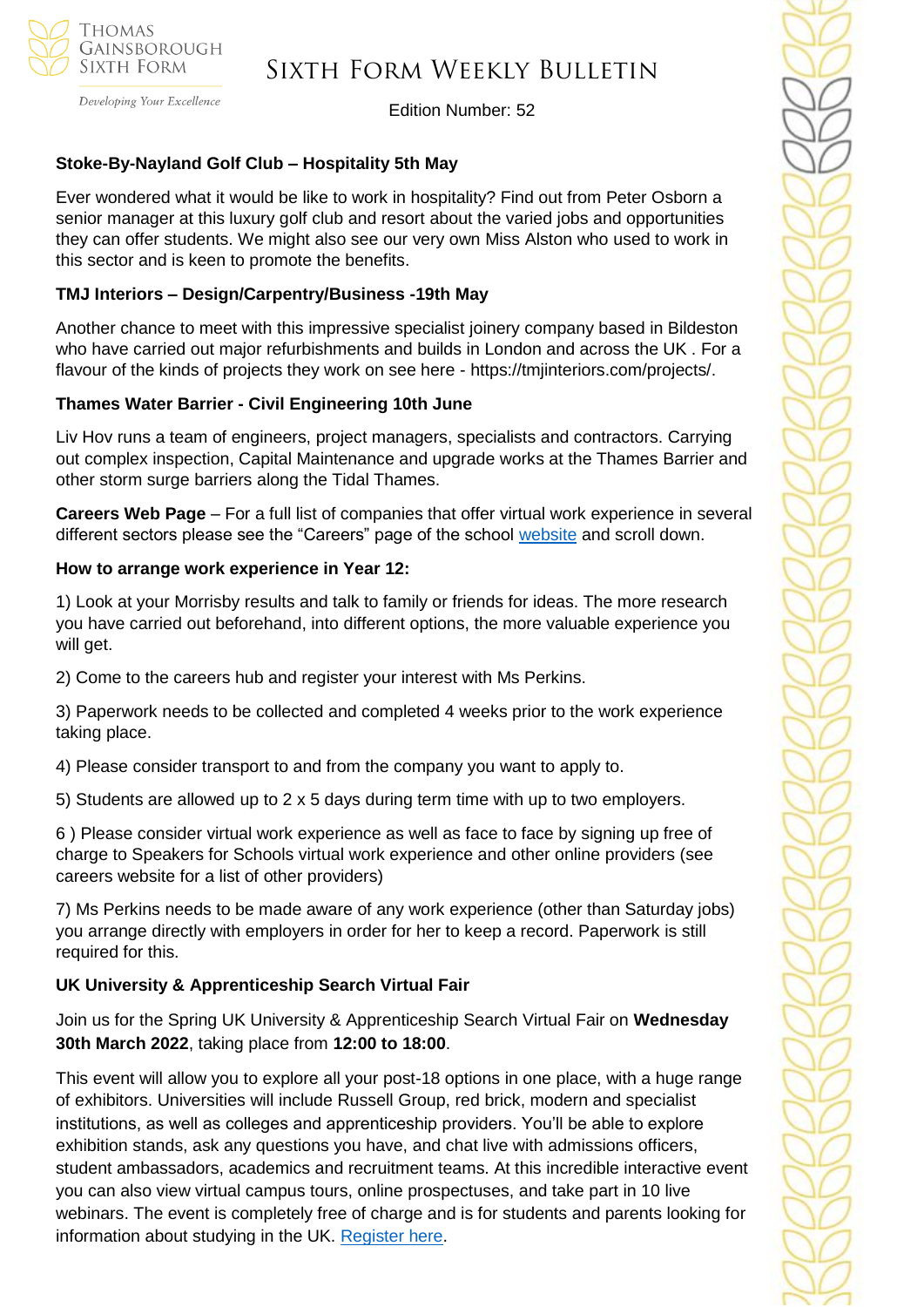**Stoke-By-Nayland Golf Club – Hospitality 5th May**

Ever wondered what it would be like to work in hospitality? Find out from Peter Osborn a senior manager at this luxury golf club and resort about the varied jobs and opportunities they can offer students. We might also see our very own Miss Alston who used to work in this sector and is keen to promote the benefits.

**TMJ Interiors – Design/Carpentry/Business -19th May**

Another chance to meet with this impressive specialist joinery company based in Bildeston who have carried out major refurbishments and builds in London and across the UK . For a flavour of the kinds of projects they work on see here - https://tmjinteriors.com/projects/.

**Thames Water Barrier - Civil Engineering 10th June**

Liv Hov runs a team of engineers, project managers, specialists and contractors. Carrying out complex inspection, Capital Maintenance and upgrade works at the Thames Barrier and other storm surge barriers along the Tidal Thames.

**Careers Web Page** – For a full list of companies that offer virtual work experience in several different sectors please see the "Careers" page of the school website and scroll down.

**How to arrange work experience in Year 12:**

1) Look at your Morrisby results and talk to family or friends for ideas. The more research you have carried out beforehand, into different options, the more valuable experience you will get.

2) Come to the careers hub and register your interest with Ms Perkins.

3) Paperwork needs to be collected and completed 4 weeks prior to the work experience taking place.

4) Please consider transport to and from the company you want to apply to.

5) Students are allowed up to 2 x 5 days during term time with up to two employers.

6 ) Please consider virtual work experience as well as face to face by signing up free of charge to Speakers for Schools virtual work experience and other online providers (see careers website for a list of other providers)

7) Ms Perkins needs to be made aware of any work experience (other than Saturday jobs) you arrange directly with employers in order for her to keep a record. Paperwork is still required for this.

**UK University & Apprenticeship Search Virtual Fair**

Join us for the Spring UK University & Apprenticeship Search Virtual Fair on **Wednesday 30th March 2022**, taking place from **12:00 to 18:00**.

This event will allow you to explore all your post-18 options in one place, with a huge range of exhibitors. Universities will include Russell Group, red brick, modern and specialist institutions, as well as colleges and apprenticeship providers. You'll be able to explore exhibition stands, ask any questions you have, and chat live with admissions officers, student ambassadors, academics and recruitment teams. At this incredible interactive event you can also view virtual campus tours, online prospectuses, and take part in 10 live webinars. The event is completely free of charge and is for students and parents looking for information about studying in the UK. Register here.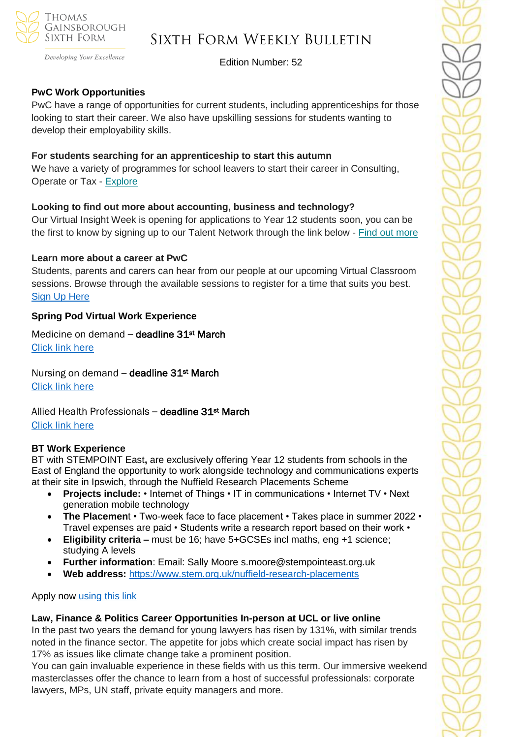**PwC Work Opportunities**

PwC have a range of opportunities for current students, including apprenticeships for those looking to start their career. We also have upskilling sessions for students wanting to develop their employability skills.

**For students searching for an apprenticeship to start this autumn**

We have a variety of programmes for school leavers to start their career in Consulting, Operate or Tax - [Explore]

**Looking to find out more about accounting, business and technology?**

Our Virtual Insight Week is opening for applications to Year 12 students soon, you can be the first to know by signing up to our Talent Network through the link below - [Find out more]

**Learn more about a career at PwC**

Students, parents and carers can hear from our people at our upcoming Virtual Classroom sessions. Browse through the available sessions to register for a time that suits you best. [Sign Up Here]

**Spring Pod Virtual Work Experience**

Medicine on demand – **deadline 31st March**
[Click link here]

Nursing on demand – **deadline 31st March**
[Click link here]

Allied Health Professionals – **deadline 31st March**
[Click link here]

**BT Work Experience**

BT with STEMPOINT East**,** are exclusively offering Year 12 students from schools in the East of England the opportunity to work alongside technology and communications experts at their site in Ipswich, through the Nuffield Research Placements Scheme

- **Projects include:** • Internet of Things • IT in communications • Internet TV • Next generation mobile technology
- **The Placement** • Two-week face to face placement • Takes place in summer 2022 • Travel expenses are paid • Students write a research report based on their work •
- **Eligibility criteria –** must be 16; have 5+GCSEs incl maths, eng +1 science; studying A levels
- **Further information**: Email: Sally Moore s.moore@stempointeast.org.uk
- **Web address:** https://www.stem.org.uk/nuffield-research-placements

Apply now [using this link]

**Law, Finance & Politics Career Opportunities In-person at UCL or live online**

In the past two years the demand for young lawyers has risen by 131%, with similar trends noted in the finance sector. The appetite for jobs which create social impact has risen by 17% as issues like climate change take a prominent position.

You can gain invaluable experience in these fields with us this term. Our immersive weekend masterclasses offer the chance to learn from a host of successful professionals: corporate lawyers, MPs, UN staff, private equity managers and more.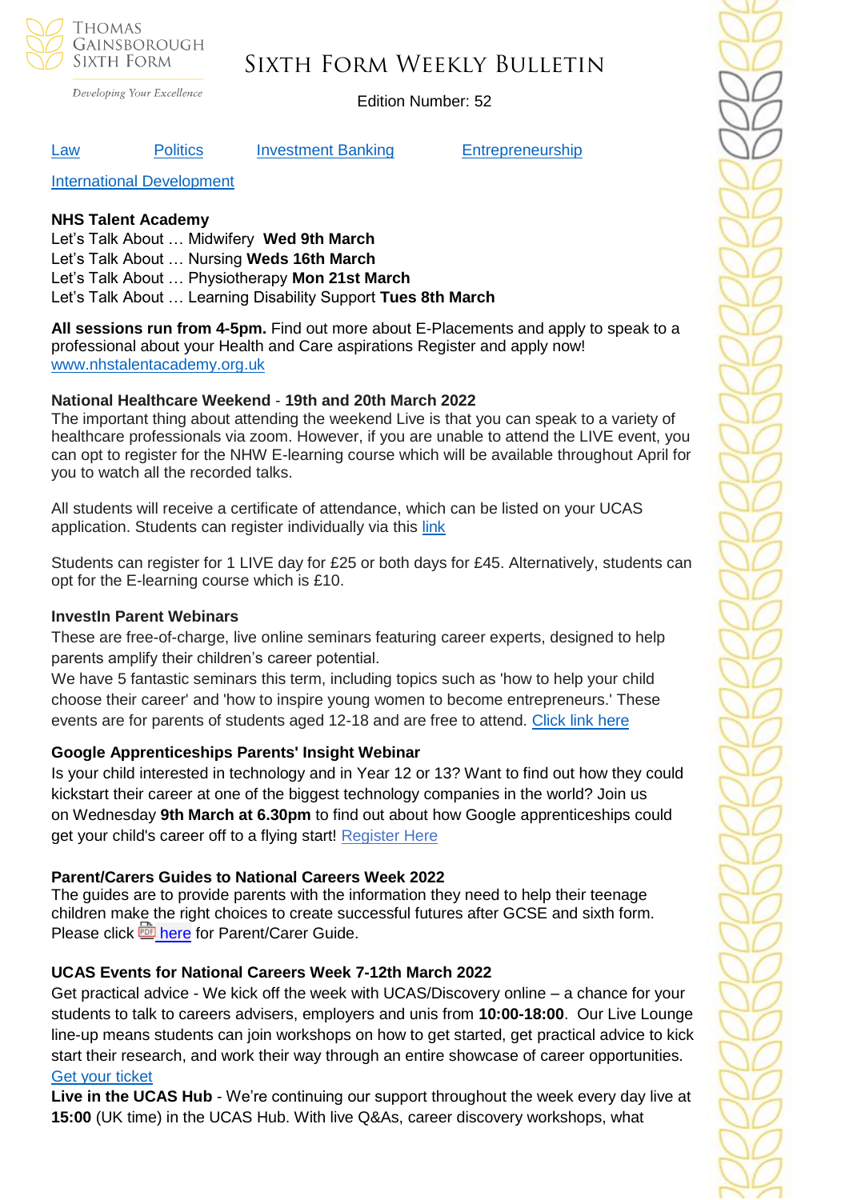Law Politics Investment Banking Entrepreneurship

International Development

**NHS Talent Academy**

Let's Talk About … Midwifery **Wed 9th March**
Let's Talk About … Nursing **Weds 16th March**
Let's Talk About … Physiotherapy **Mon 21st March**
Let's Talk About … Learning Disability Support **Tues 8th March**

**All sessions run from 4-5pm.** Find out more about E-Placements and apply to speak to a professional about your Health and Care aspirations Register and apply now! www.nhstalentacademy.org.uk

**National Healthcare Weekend** - **19th and 20th March 2022**

The important thing about attending the weekend Live is that you can speak to a variety of healthcare professionals via zoom. However, if you are unable to attend the LIVE event, you can opt to register for the NHW E-learning course which will be available throughout April for you to watch all the recorded talks.

All students will receive a certificate of attendance, which can be listed on your UCAS application. Students can register individually via this link

Students can register for 1 LIVE day for £25 or both days for £45. Alternatively, students can opt for the E-learning course which is £10.

**InvestIn Parent Webinars**

These are free-of-charge, live online seminars featuring career experts, designed to help parents amplify their children's career potential.

We have 5 fantastic seminars this term, including topics such as 'how to help your child choose their career' and 'how to inspire young women to become entrepreneurs.' These events are for parents of students aged 12-18 and are free to attend. Click link here

**Google Apprenticeships Parents' Insight Webinar**

Is your child interested in technology and in Year 12 or 13? Want to find out how they could kickstart their career at one of the biggest technology companies in the world? Join us on Wednesday **9th March at 6.30pm** to find out about how Google apprenticeships could get your child's career off to a flying start! Register Here

**Parent/Carers Guides to National Careers Week 2022**

The guides are to provide parents with the information they need to help their teenage children make the right choices to create successful futures after GCSE and sixth form. Please click here for Parent/Carer Guide.

**UCAS Events for National Careers Week 7-12th March 2022**

Get practical advice - We kick off the week with UCAS/Discovery online – a chance for your students to talk to careers advisers, employers and unis from **10:00-18:00**. Our Live Lounge line-up means students can join workshops on how to get started, get practical advice to kick start their research, and work their way through an entire showcase of career opportunities. Get your ticket

**Live in the UCAS Hub** - We're continuing our support throughout the week every day live at **15:00** (UK time) in the UCAS Hub. With live Q&As, career discovery workshops, what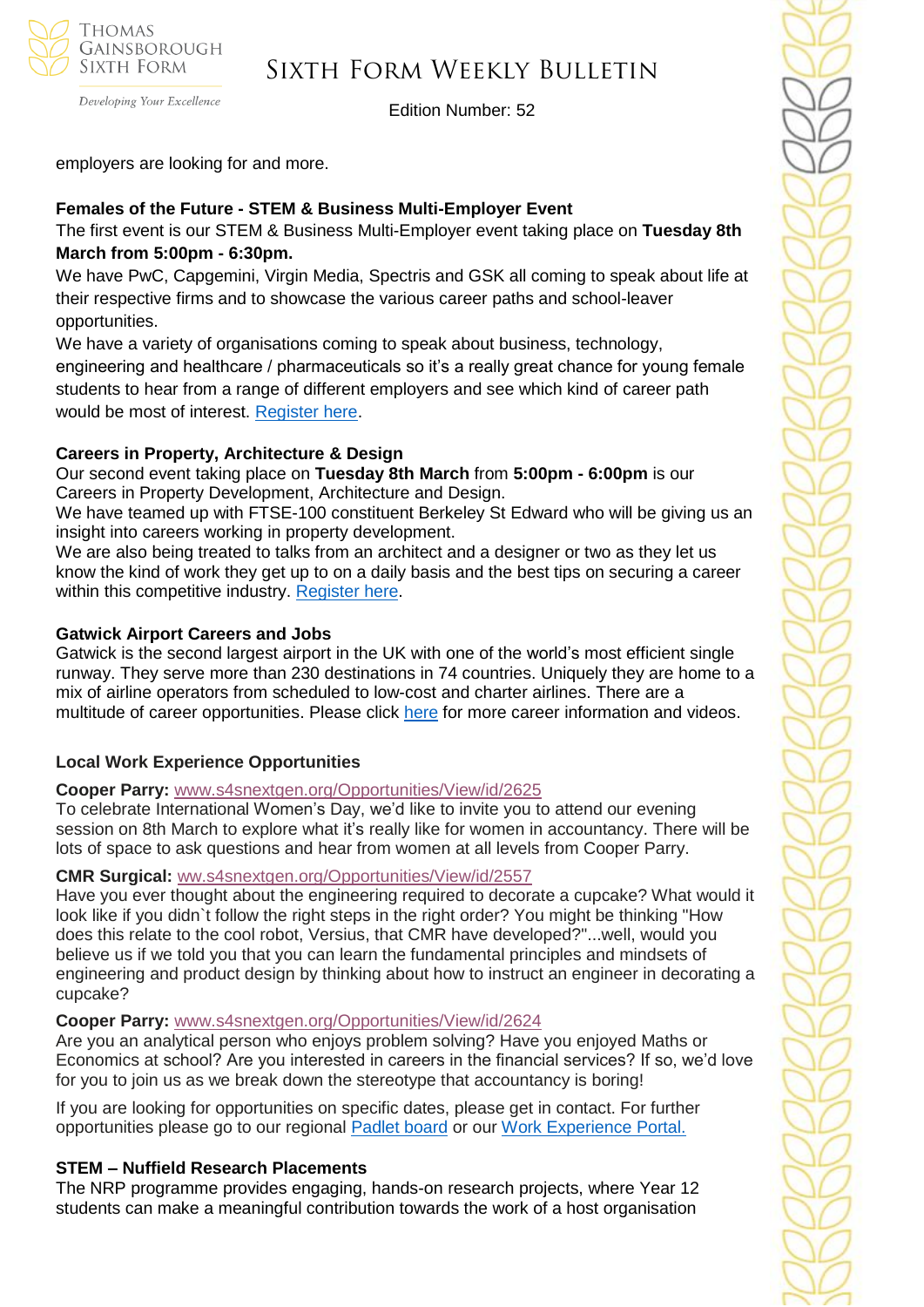employers are looking for and more.

**Females of the Future - STEM & Business Multi-Employer Event**

The first event is our STEM & Business Multi-Employer event taking place on **Tuesday 8th March from 5:00pm - 6:30pm.**

We have PwC, Capgemini, Virgin Media, Spectris and GSK all coming to speak about life at their respective firms and to showcase the various career paths and school-leaver opportunities.

We have a variety of organisations coming to speak about business, technology, engineering and healthcare / pharmaceuticals so it's a really great chance for young female students to hear from a range of different employers and see which kind of career path would be most of interest. Register here.

**Careers in Property, Architecture & Design**

Our second event taking place on **Tuesday 8th March** from **5:00pm - 6:00pm** is our Careers in Property Development, Architecture and Design.

We have teamed up with FTSE-100 constituent Berkeley St Edward who will be giving us an insight into careers working in property development.

We are also being treated to talks from an architect and a designer or two as they let us know the kind of work they get up to on a daily basis and the best tips on securing a career within this competitive industry. Register here.

**Gatwick Airport Careers and Jobs**

Gatwick is the second largest airport in the UK with one of the world's most efficient single runway. They serve more than 230 destinations in 74 countries. Uniquely they are home to a mix of airline operators from scheduled to low-cost and charter airlines. There are a multitude of career opportunities. Please click here for more career information and videos.

**Local Work Experience Opportunities**

**Cooper Parry:** www.s4snextgen.org/Opportunities/View/id/2625

To celebrate International Women's Day, we'd like to invite you to attend our evening session on 8th March to explore what it's really like for women in accountancy. There will be lots of space to ask questions and hear from women at all levels from Cooper Parry.

**CMR Surgical:** ww.s4snextgen.org/Opportunities/View/id/2557

Have you ever thought about the engineering required to decorate a cupcake? What would it look like if you didn`t follow the right steps in the right order? You might be thinking "How does this relate to the cool robot, Versius, that CMR have developed?"...well, would you believe us if we told you that you can learn the fundamental principles and mindsets of engineering and product design by thinking about how to instruct an engineer in decorating a cupcake?

**Cooper Parry:** www.s4snextgen.org/Opportunities/View/id/2624

Are you an analytical person who enjoys problem solving? Have you enjoyed Maths or Economics at school? Are you interested in careers in the financial services? If so, we'd love for you to join us as we break down the stereotype that accountancy is boring!

If you are looking for opportunities on specific dates, please get in contact. For further opportunities please go to our regional Padlet board or our Work Experience Portal.

**STEM – Nuffield Research Placements**

The NRP programme provides engaging, hands-on research projects, where Year 12 students can make a meaningful contribution towards the work of a host organisation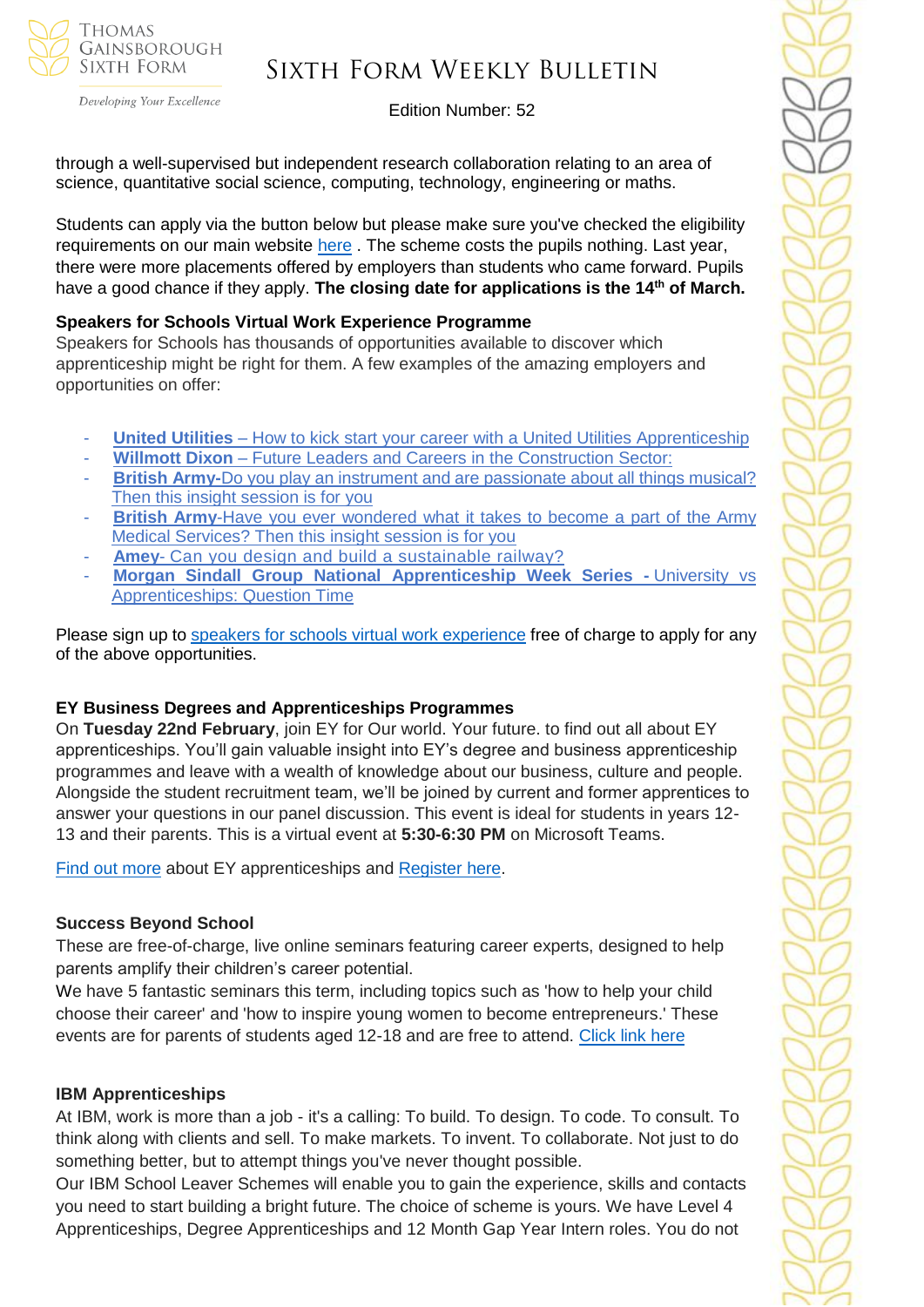through a well-supervised but independent research collaboration relating to an area of science, quantitative social science, computing, technology, engineering or maths.

Students can apply via the button below but please make sure you've checked the eligibility requirements on our main website here . The scheme costs the pupils nothing. Last year, there were more placements offered by employers than students who came forward. Pupils have a good chance if they apply. **The closing date for applications is the 14th of March.**

**Speakers for Schools Virtual Work Experience Programme**

Speakers for Schools has thousands of opportunities available to discover which apprenticeship might be right for them. A few examples of the amazing employers and opportunities on offer:

- **United Utilities** – How to kick start your career with a United Utilities Apprenticeship
- **Willmott Dixon** – Future Leaders and Careers in the Construction Sector:
- **British Army**-Do you play an instrument and are passionate about all things musical? Then this insight session is for you
- **British Army**-Have you ever wondered what it takes to become a part of the Army Medical Services? Then this insight session is for you
- **Amey**- Can you design and build a sustainable railway?
- **Morgan Sindall Group National Apprenticeship Week Series -** University vs Apprenticeships: Question Time

Please sign up to speakers for schools virtual work experience free of charge to apply for any of the above opportunities.

**EY Business Degrees and Apprenticeships Programmes**

On **Tuesday 22nd February**, join EY for Our world. Your future. to find out all about EY apprenticeships. You'll gain valuable insight into EY's degree and business apprenticeship programmes and leave with a wealth of knowledge about our business, culture and people. Alongside the student recruitment team, we'll be joined by current and former apprentices to answer your questions in our panel discussion. This event is ideal for students in years 12-13 and their parents. This is a virtual event at **5:30-6:30 PM** on Microsoft Teams.

Find out more about EY apprenticeships and Register here.

**Success Beyond School**

These are free-of-charge, live online seminars featuring career experts, designed to help parents amplify their children's career potential.

We have 5 fantastic seminars this term, including topics such as 'how to help your child choose their career' and 'how to inspire young women to become entrepreneurs.' These events are for parents of students aged 12-18 and are free to attend. Click link here

**IBM Apprenticeships**

At IBM, work is more than a job - it's a calling: To build. To design. To code. To consult. To think along with clients and sell. To make markets. To invent. To collaborate. Not just to do something better, but to attempt things you've never thought possible.

Our IBM School Leaver Schemes will enable you to gain the experience, skills and contacts you need to start building a bright future. The choice of scheme is yours. We have Level 4 Apprenticeships, Degree Apprenticeships and 12 Month Gap Year Intern roles. You do not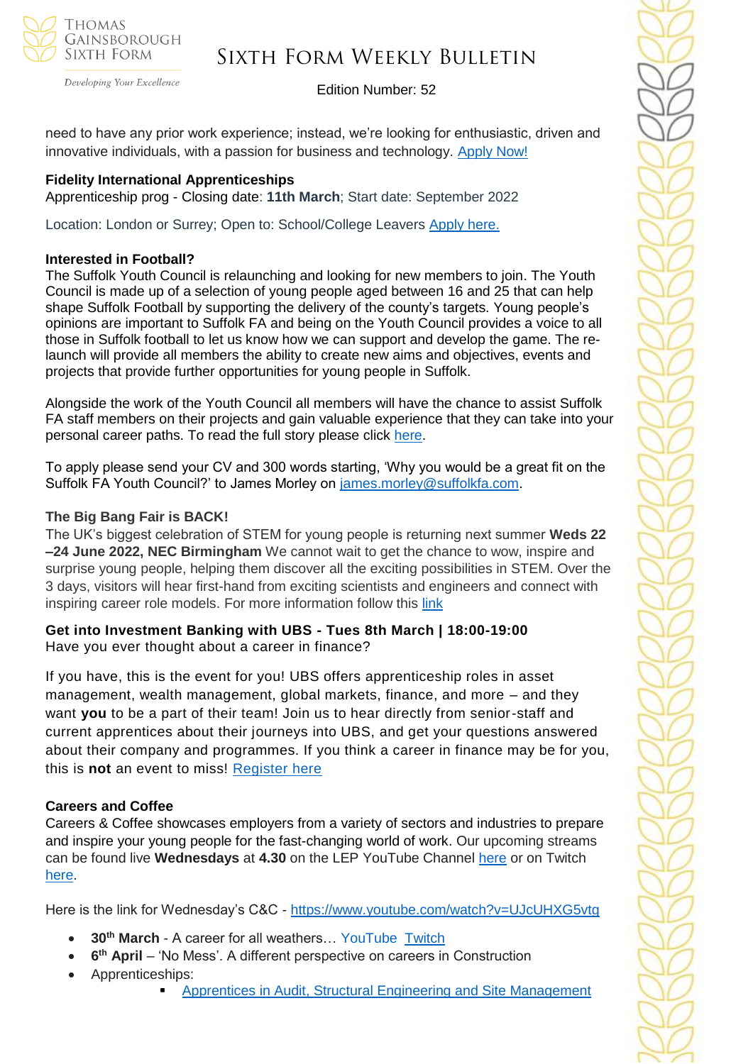need to have any prior work experience; instead, we're looking for enthusiastic, driven and innovative individuals, with a passion for business and technology. Apply Now!

**Fidelity International Apprenticeships**
Apprenticeship prog - Closing date: **11th March**; Start date: September 2022

Location: London or Surrey; Open to: School/College Leavers Apply here.

**Interested in Football?**
The Suffolk Youth Council is relaunching and looking for new members to join. The Youth Council is made up of a selection of young people aged between 16 and 25 that can help shape Suffolk Football by supporting the delivery of the county's targets. Young people's opinions are important to Suffolk FA and being on the Youth Council provides a voice to all those in Suffolk football to let us know how we can support and develop the game. The re-launch will provide all members the ability to create new aims and objectives, events and projects that provide further opportunities for young people in Suffolk.

Alongside the work of the Youth Council all members will have the chance to assist Suffolk FA staff members on their projects and gain valuable experience that they can take into your personal career paths. To read the full story please click here.

To apply please send your CV and 300 words starting, 'Why you would be a great fit on the Suffolk FA Youth Council?' to James Morley on james.morley@suffolkfa.com.

**The Big Bang Fair is BACK!**
The UK's biggest celebration of STEM for young people is returning next summer **Weds 22 –24 June 2022, NEC Birmingham** We cannot wait to get the chance to wow, inspire and surprise young people, helping them discover all the exciting possibilities in STEM. Over the 3 days, visitors will hear first-hand from exciting scientists and engineers and connect with inspiring career role models. For more information follow this link

**Get into Investment Banking with UBS - Tues 8th March | 18:00-19:00**
Have you ever thought about a career in finance?

If you have, this is the event for you! UBS offers apprenticeship roles in asset management, wealth management, global markets, finance, and more – and they want **you** to be a part of their team! Join us to hear directly from senior-staff and current apprentices about their journeys into UBS, and get your questions answered about their company and programmes. If you think a career in finance may be for you, this is **not** an event to miss! Register here

**Careers and Coffee**
Careers & Coffee showcases employers from a variety of sectors and industries to prepare and inspire your young people for the fast-changing world of work. Our upcoming streams can be found live **Wednesdays** at **4.30** on the LEP YouTube Channel here or on Twitch here.

Here is the link for Wednesday's C&C - https://www.youtube.com/watch?v=UJcUHXG5vtg

- **30th March** - A career for all weathers… YouTube Twitch
- **6th April** – 'No Mess'. A different perspective on careers in Construction
- Apprenticeships:
    - Apprentices in Audit, Structural Engineering and Site Management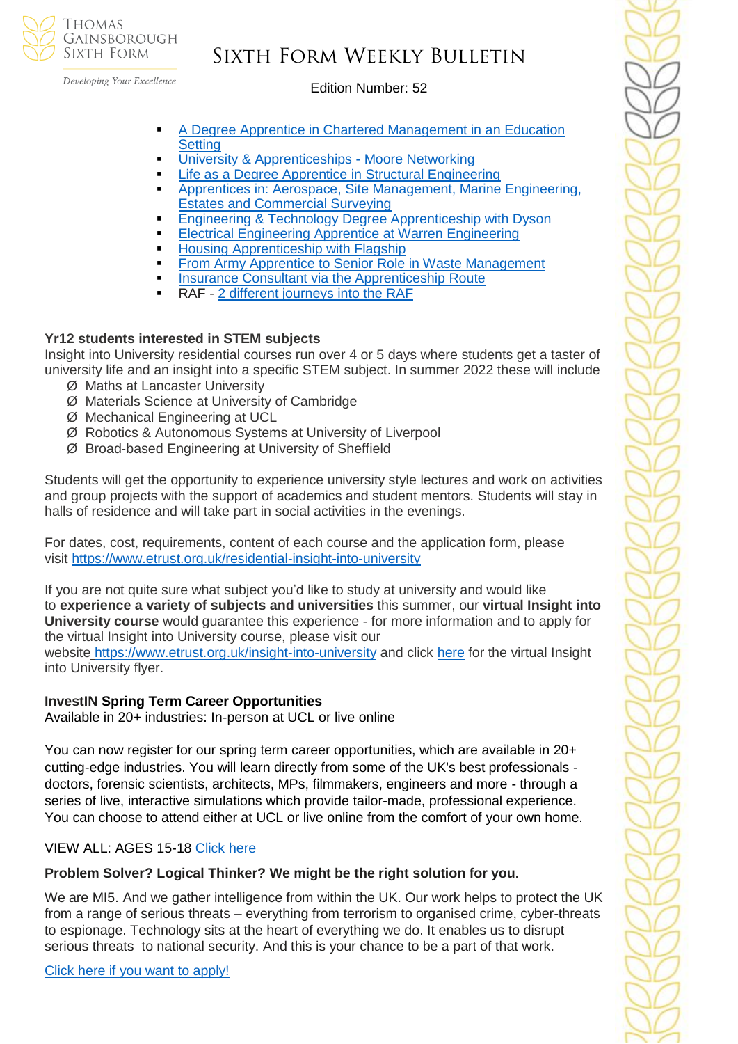- A Degree Apprentice in Chartered Management in an Education Setting
- University & Apprenticeships - Moore Networking
- Life as a Degree Apprentice in Structural Engineering
- Apprentices in: Aerospace, Site Management, Marine Engineering, Estates and Commercial Surveying
- Engineering & Technology Degree Apprenticeship with Dyson
- Electrical Engineering Apprentice at Warren Engineering
- Housing Apprenticeship with Flagship
- From Army Apprentice to Senior Role in Waste Management
- Insurance Consultant via the Apprenticeship Route
- RAF - 2 different journeys into the RAF

**Yr12 students interested in STEM subjects**

Insight into University residential courses run over 4 or 5 days where students get a taster of university life and an insight into a specific STEM subject. In summer 2022 these will include

- Maths at Lancaster University
- Materials Science at University of Cambridge
- Mechanical Engineering at UCL
- Robotics & Autonomous Systems at University of Liverpool
- Broad-based Engineering at University of Sheffield

Students will get the opportunity to experience university style lectures and work on activities and group projects with the support of academics and student mentors. Students will stay in halls of residence and will take part in social activities in the evenings.

For dates, cost, requirements, content of each course and the application form, please visit https://www.etrust.org.uk/residential-insight-into-university

If you are not quite sure what subject you'd like to study at university and would like to **experience a variety of subjects and universities** this summer, our **virtual Insight into University course** would guarantee this experience - for more information and to apply for the virtual Insight into University course, please visit our website https://www.etrust.org.uk/insight-into-university and click here for the virtual Insight into University flyer.

**InvestIN Spring Term Career Opportunities**

Available in 20+ industries: In-person at UCL or live online

You can now register for our spring term career opportunities, which are available in 20+ cutting-edge industries. You will learn directly from some of the UK's best professionals - doctors, forensic scientists, architects, MPs, filmmakers, engineers and more - through a series of live, interactive simulations which provide tailor-made, professional experience. You can choose to attend either at UCL or live online from the comfort of your own home.

VIEW ALL: AGES 15-18 Click here

**Problem Solver? Logical Thinker? We might be the right solution for you.**

We are MI5. And we gather intelligence from within the UK. Our work helps to protect the UK from a range of serious threats – everything from terrorism to organised crime, cyber-threats to espionage. Technology sits at the heart of everything we do. It enables us to disrupt serious threats to national security. And this is your chance to be a part of that work.

Click here if you want to apply!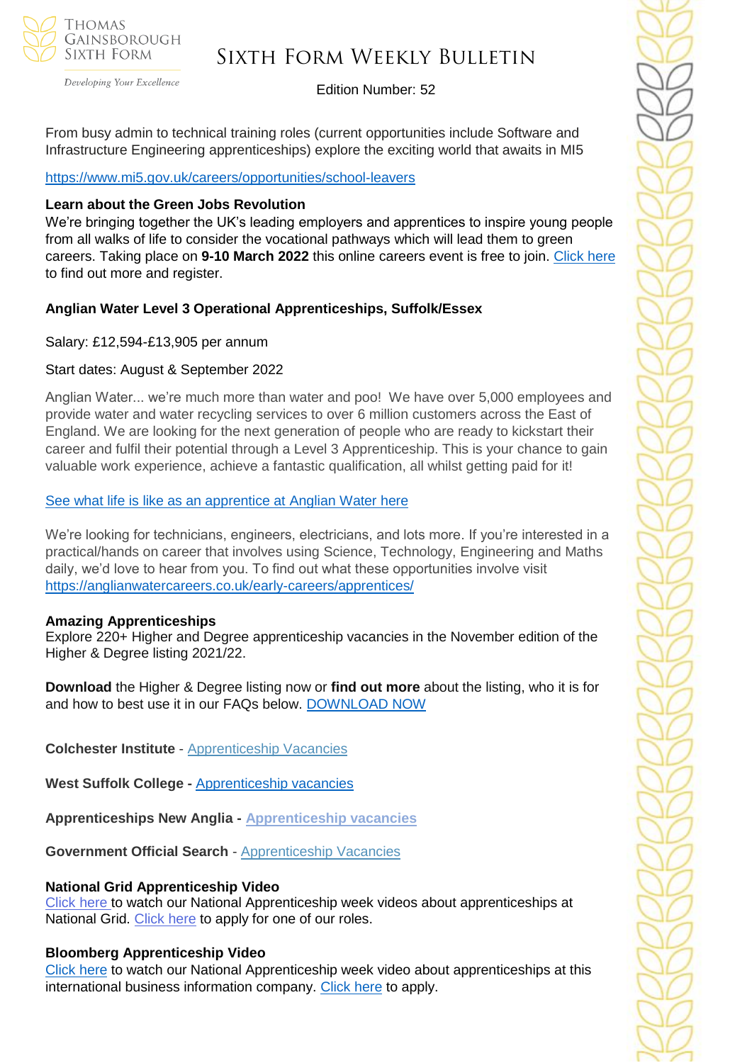From busy admin to technical training roles (current opportunities include Software and Infrastructure Engineering apprenticeships) explore the exciting world that awaits in MI5

https://www.mi5.gov.uk/careers/opportunities/school-leavers

**Learn about the Green Jobs Revolution**
We're bringing together the UK's leading employers and apprentices to inspire young people from all walks of life to consider the vocational pathways which will lead them to green careers. Taking place on **9-10 March 2022** this online careers event is free to join. Click here to find out more and register.

**Anglian Water Level 3 Operational Apprenticeships, Suffolk/Essex**

Salary: £12,594-£13,905 per annum

Start dates: August & September 2022

Anglian Water... we're much more than water and poo! We have over 5,000 employees and provide water and water recycling services to over 6 million customers across the East of England. We are looking for the next generation of people who are ready to kickstart their career and fulfil their potential through a Level 3 Apprenticeship. This is your chance to gain valuable work experience, achieve a fantastic qualification, all whilst getting paid for it!

See what life is like as an apprentice at Anglian Water here

We're looking for technicians, engineers, electricians, and lots more. If you're interested in a practical/hands on career that involves using Science, Technology, Engineering and Maths daily, we'd love to hear from you. To find out what these opportunities involve visit https://anglianwatercareers.co.uk/early-careers/apprentices/

**Amazing Apprenticeships**
Explore 220+ Higher and Degree apprenticeship vacancies in the November edition of the Higher & Degree listing 2021/22.

**Download** the Higher & Degree listing now or **find out more** about the listing, who it is for and how to best use it in our FAQs below. DOWNLOAD NOW

**Colchester Institute** - Apprenticeship Vacancies

**West Suffolk College -** Apprenticeship vacancies

**Apprenticeships New Anglia -** Apprenticeship vacancies

**Government Official Search** - Apprenticeship Vacancies

**National Grid Apprenticeship Video**
Click here to watch our National Apprenticeship week videos about apprenticeships at National Grid. Click here to apply for one of our roles.

**Bloomberg Apprenticeship Video**
Click here to watch our National Apprenticeship week video about apprenticeships at this international business information company. Click here to apply.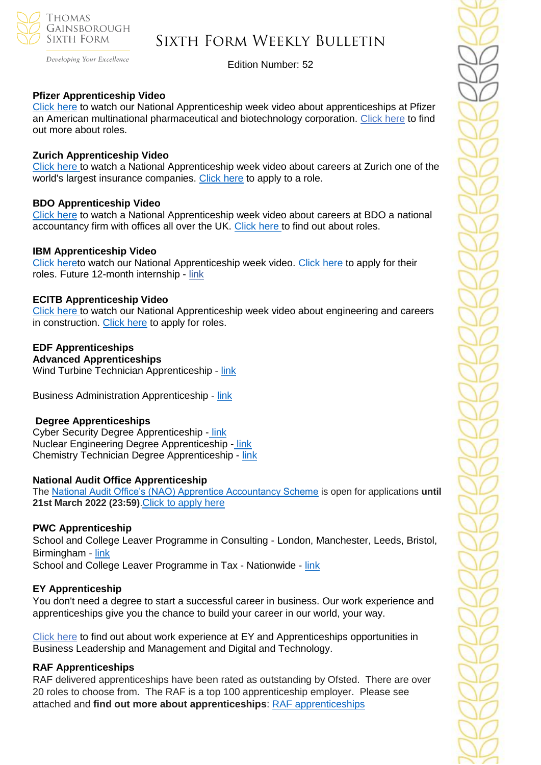**Pfizer Apprenticeship Video**
Click here to watch our National Apprenticeship week video about apprenticeships at Pfizer an American multinational pharmaceutical and biotechnology corporation. Click here to find out more about roles.

**Zurich Apprenticeship Video**
Click here to watch a National Apprenticeship week video about careers at Zurich one of the world's largest insurance companies. Click here to apply to a role.

**BDO Apprenticeship Video**
Click here to watch a National Apprenticeship week video about careers at BDO a national accountancy firm with offices all over the UK. Click here to find out about roles.

**IBM Apprenticeship Video**
Click hereto watch our National Apprenticeship week video. Click here to apply for their roles. Future 12-month internship - link

**ECITB Apprenticeship Video**
Click here to watch our National Apprenticeship week video about engineering and careers in construction. Click here to apply for roles.

**EDF Apprenticeships**
**Advanced Apprenticeships**
Wind Turbine Technician Apprenticeship - link

Business Administration Apprenticeship - link

**Degree Apprenticeships**
Cyber Security Degree Apprenticeship - link
Nuclear Engineering Degree Apprenticeship - link
Chemistry Technician Degree Apprenticeship - link

**National Audit Office Apprenticeship**
The National Audit Office's (NAO) Apprentice Accountancy Scheme is open for applications **until 21st March 2022 (23:59)**.Click to apply here

**PWC Apprenticeship**
School and College Leaver Programme in Consulting - London, Manchester, Leeds, Bristol, Birmingham - link
School and College Leaver Programme in Tax - Nationwide - link

**EY Apprenticeship**
You don't need a degree to start a successful career in business. Our work experience and apprenticeships give you the chance to build your career in our world, your way.

Click here to find out about work experience at EY and Apprenticeships opportunities in Business Leadership and Management and Digital and Technology.

**RAF Apprenticeships**
RAF delivered apprenticeships have been rated as outstanding by Ofsted. There are over 20 roles to choose from. The RAF is a top 100 apprenticeship employer. Please see attached and **find out more about apprenticeships**: RAF apprenticeships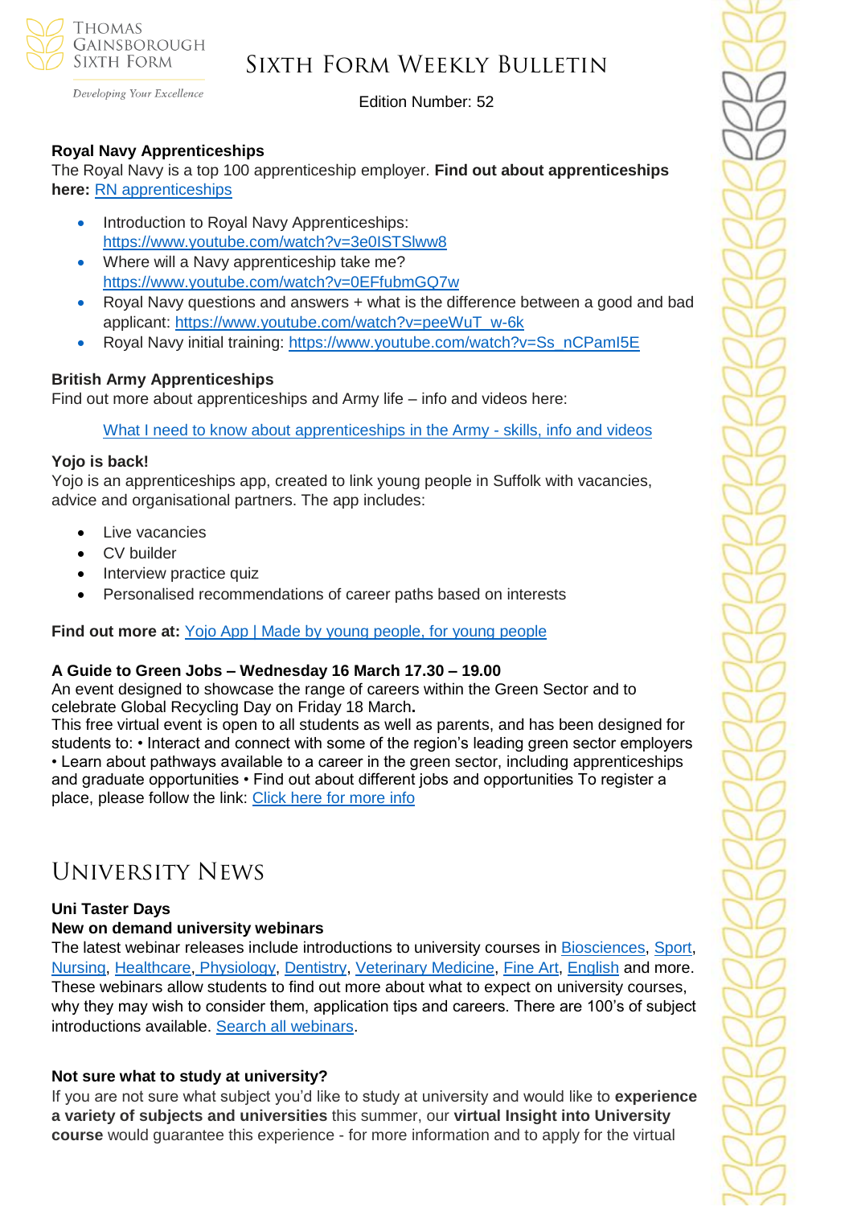### Royal Navy Apprenticeships

The Royal Navy is a top 100 apprenticeship employer. **Find out about apprenticeships here:** [RN apprenticeships]

- Introduction to Royal Navy Apprenticeships: https://www.youtube.com/watch?v=3e0ISTSlww8
- Where will a Navy apprenticeship take me? https://www.youtube.com/watch?v=0EFfubmGQ7w
- Royal Navy questions and answers + what is the difference between a good and bad applicant: https://www.youtube.com/watch?v=peeWuT_w-6k
- Royal Navy initial training: https://www.youtube.com/watch?v=Ss_nCPamI5E

### British Army Apprenticeships

Find out more about apprenticeships and Army life – info and videos here:

What I need to know about apprenticeships in the Army - skills, info and videos

### Yojo is back!

Yojo is an apprenticeships app, created to link young people in Suffolk with vacancies, advice and organisational partners. The app includes:

- Live vacancies
- CV builder
- Interview practice quiz
- Personalised recommendations of career paths based on interests

**Find out more at:** Yojo App | Made by young people, for young people

### A Guide to Green Jobs – Wednesday 16 March 17.30 – 19.00

An event designed to showcase the range of careers within the Green Sector and to celebrate Global Recycling Day on Friday 18 March**.**

This free virtual event is open to all students as well as parents, and has been designed for students to: • Interact and connect with some of the region's leading green sector employers • Learn about pathways available to a career in the green sector, including apprenticeships and graduate opportunities • Find out about different jobs and opportunities To register a place, please follow the link: Click here for more info

## University News

### Uni Taster Days

### New on demand university webinars

The latest webinar releases include introductions to university courses in Biosciences, Sport, Nursing, Healthcare, Physiology, Dentistry, Veterinary Medicine, Fine Art, English and more. These webinars allow students to find out more about what to expect on university courses, why they may wish to consider them, application tips and careers. There are 100's of subject introductions available. Search all webinars.

### Not sure what to study at university?

If you are not sure what subject you'd like to study at university and would like to **experience a variety of subjects and universities** this summer, our **virtual Insight into University course** would guarantee this experience - for more information and to apply for the virtual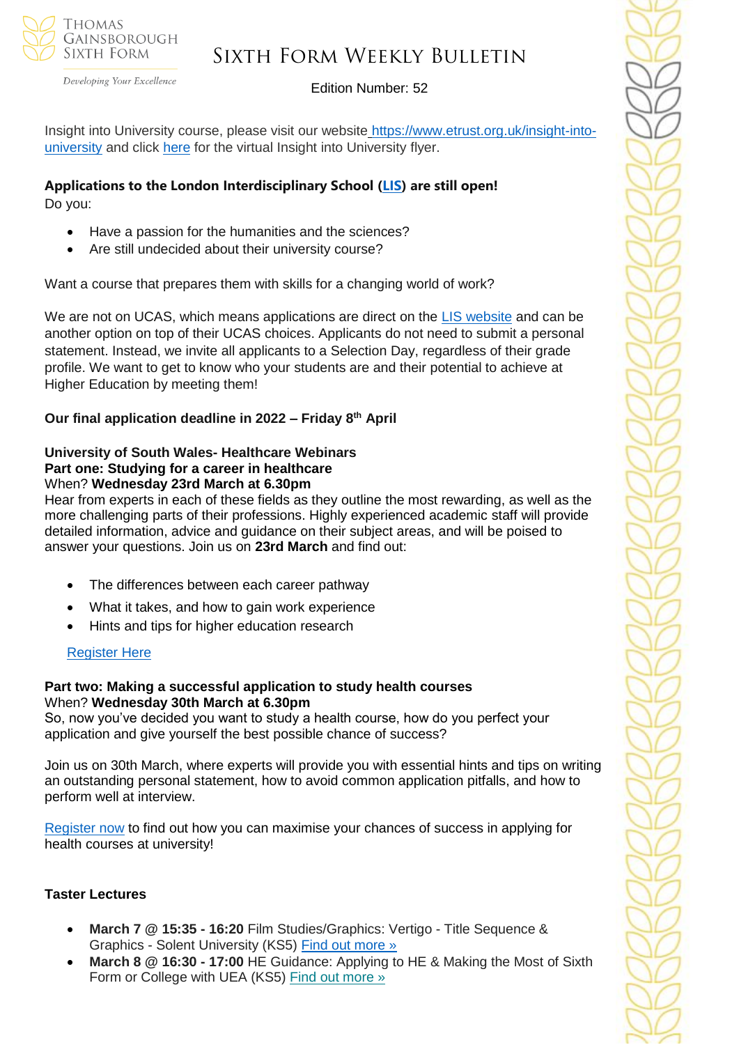Insight into University course, please visit our website [https://www.etrust.org.uk/insight-into-university](https://www.etrust.org.uk/insight-into-university) and click [here](#) for the virtual Insight into University flyer.

**Applications to the London Interdisciplinary School ([LIS](#)) are still open!**

Do you:

- Have a passion for the humanities and the sciences?
- Are still undecided about their university course?

Want a course that prepares them with skills for a changing world of work?

We are not on UCAS, which means applications are direct on the [LIS website](#) and can be another option on top of their UCAS choices. Applicants do not need to submit a personal statement. Instead, we invite all applicants to a Selection Day, regardless of their grade profile. We want to get to know who your students are and their potential to achieve at Higher Education by meeting them!

**Our final application deadline in 2022 – Friday 8th April**

**University of South Wales- Healthcare Webinars**
**Part one: Studying for a career in healthcare**
When? **Wednesday 23rd March at 6.30pm**
Hear from experts in each of these fields as they outline the most rewarding, as well as the more challenging parts of their professions. Highly experienced academic staff will provide detailed information, advice and guidance on their subject areas, and will be poised to answer your questions. Join us on **23rd March** and find out:

- The differences between each career pathway
- What it takes, and how to gain work experience
- Hints and tips for higher education research

[Register Here](#)

**Part two: Making a successful application to study health courses**
When? **Wednesday 30th March at 6.30pm**
So, now you've decided you want to study a health course, how do you perfect your application and give yourself the best possible chance of success?

Join us on 30th March, where experts will provide you with essential hints and tips on writing an outstanding personal statement, how to avoid common application pitfalls, and how to perform well at interview.

[Register now](#) to find out how you can maximise your chances of success in applying for health courses at university!

**Taster Lectures**

- **March 7 @ 15:35 - 16:20** Film Studies/Graphics: Vertigo - Title Sequence & Graphics - Solent University (KS5) [Find out more »](#)
- **March 8 @ 16:30 - 17:00** HE Guidance: Applying to HE & Making the Most of Sixth Form or College with UEA (KS5) [Find out more »](#)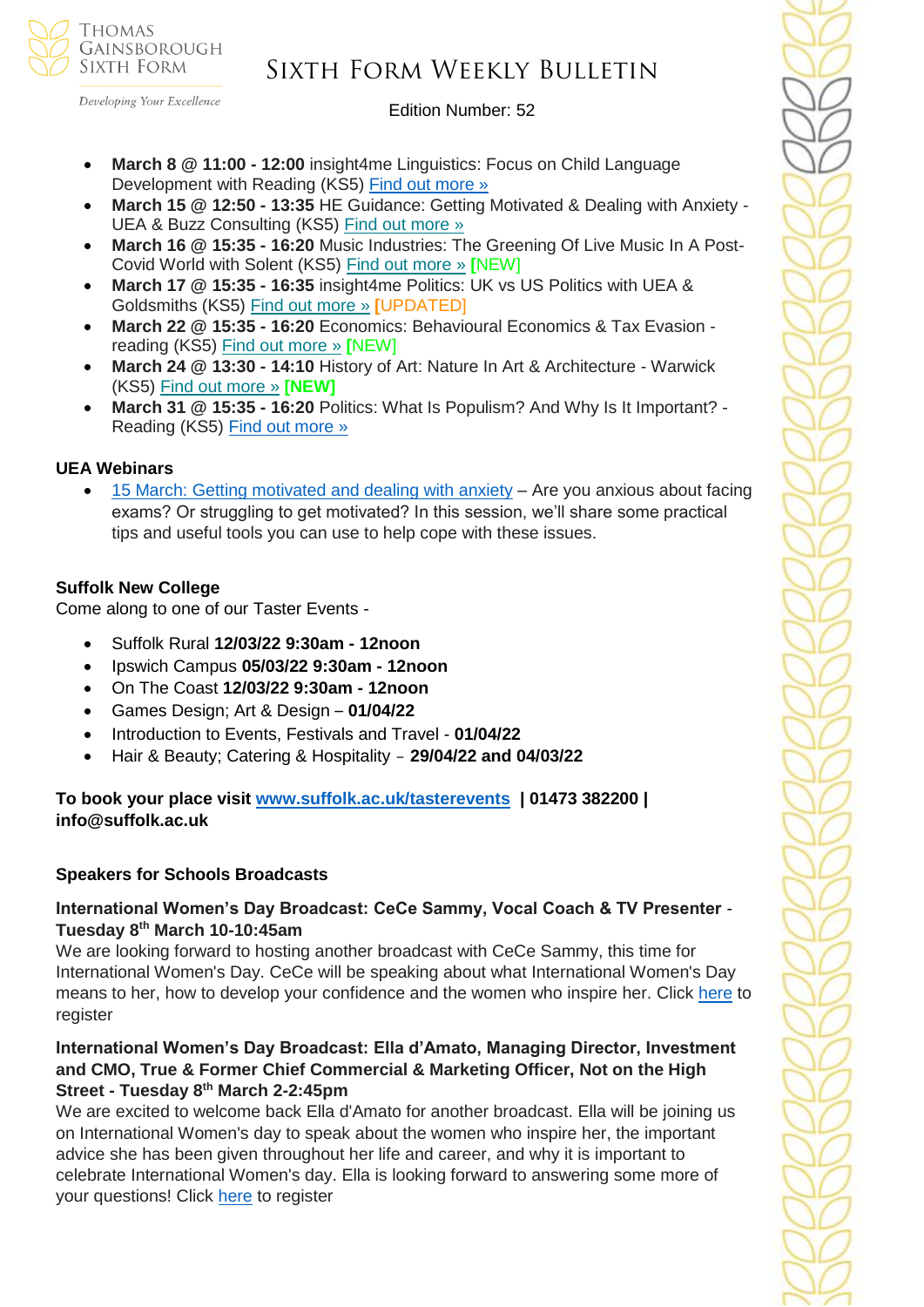- **March 8 @ 11:00 - 12:00** insight4me Linguistics: Focus on Child Language Development with Reading (KS5) Find out more »
- **March 15 @ 12:50 - 13:35** HE Guidance: Getting Motivated & Dealing with Anxiety - UEA & Buzz Consulting (KS5) Find out more »
- **March 16 @ 15:35 - 16:20** Music Industries: The Greening Of Live Music In A Post-Covid World with Solent (KS5) Find out more » [NEW]
- **March 17 @ 15:35 - 16:35** insight4me Politics: UK vs US Politics with UEA & Goldsmiths (KS5) Find out more » [UPDATED]
- **March 22 @ 15:35 - 16:20** Economics: Behavioural Economics & Tax Evasion - reading (KS5) Find out more » [NEW]
- **March 24 @ 13:30 - 14:10** History of Art: Nature In Art & Architecture - Warwick (KS5) Find out more » **[NEW]**
- **March 31 @ 15:35 - 16:20** Politics: What Is Populism? And Why Is It Important? - Reading (KS5) Find out more »

**UEA Webinars**

- 15 March: Getting motivated and dealing with anxiety – Are you anxious about facing exams? Or struggling to get motivated? In this session, we'll share some practical tips and useful tools you can use to help cope with these issues.

**Suffolk New College**

Come along to one of our Taster Events -

- Suffolk Rural **12/03/22 9:30am - 12noon**
- Ipswich Campus **05/03/22 9:30am - 12noon**
- On The Coast **12/03/22 9:30am - 12noon**
- Games Design; Art & Design – **01/04/22**
- Introduction to Events, Festivals and Travel - **01/04/22**
- Hair & Beauty; Catering & Hospitality – **29/04/22 and 04/03/22**

**To book your place visit www.suffolk.ac.uk/tasterevents | 01473 382200 | info@suffolk.ac.uk**

**Speakers for Schools Broadcasts**

**International Women's Day Broadcast: CeCe Sammy, Vocal Coach & TV Presenter - Tuesday 8th March 10-10:45am**

We are looking forward to hosting another broadcast with CeCe Sammy, this time for International Women's Day. CeCe will be speaking about what International Women's Day means to her, how to develop your confidence and the women who inspire her. Click here to register

**International Women's Day Broadcast: Ella d'Amato, Managing Director, Investment and CMO, True & Former Chief Commercial & Marketing Officer, Not on the High Street - Tuesday 8th March 2-2:45pm**

We are excited to welcome back Ella d'Amato for another broadcast. Ella will be joining us on International Women's day to speak about the women who inspire her, the important advice she has been given throughout her life and career, and why it is important to celebrate International Women's day. Ella is looking forward to answering some more of your questions! Click here to register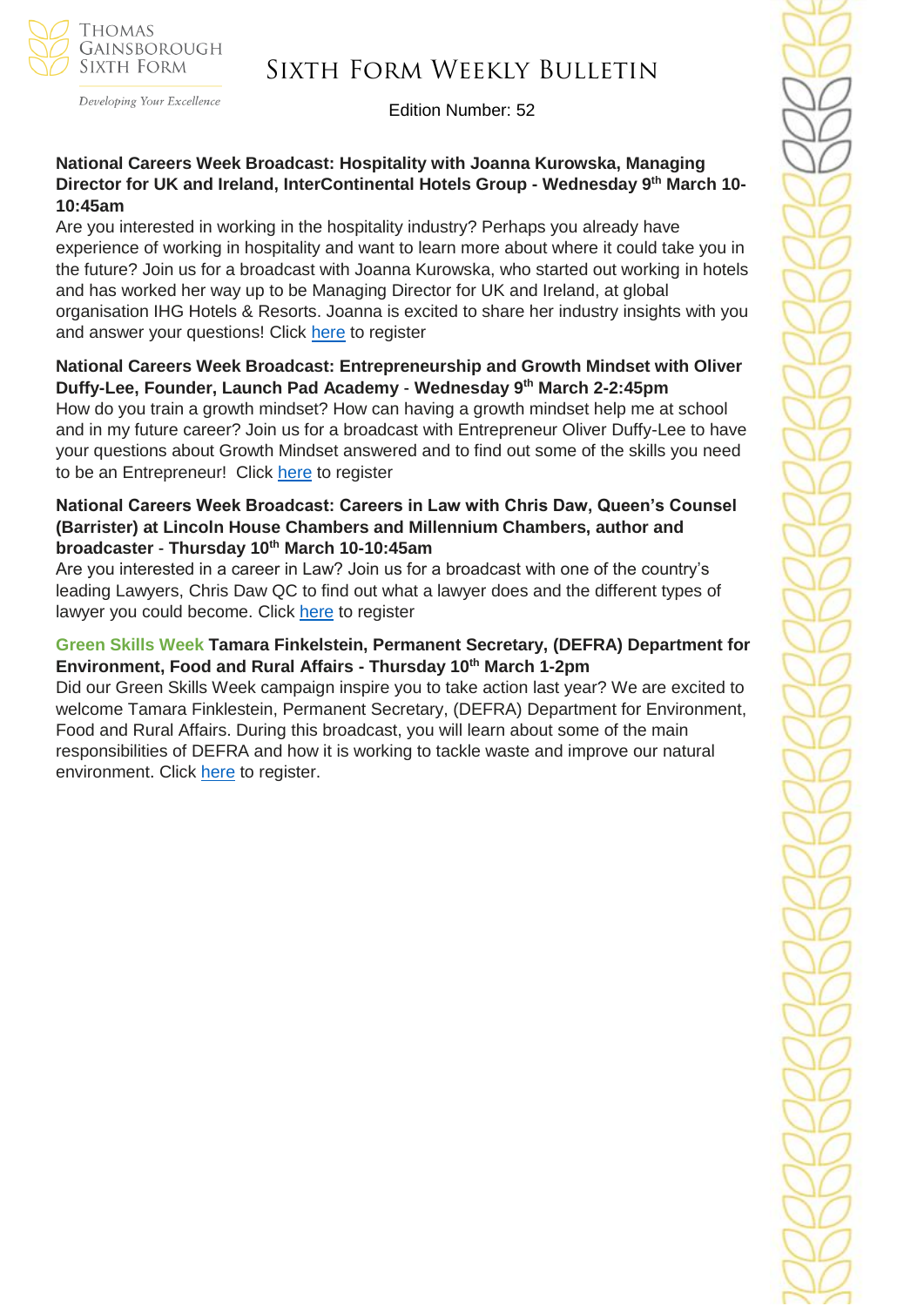**National Careers Week Broadcast: Hospitality with Joanna Kurowska, Managing Director for UK and Ireland, InterContinental Hotels Group - Wednesday 9th March 10-10:45am**

Are you interested in working in the hospitality industry? Perhaps you already have experience of working in hospitality and want to learn more about where it could take you in the future? Join us for a broadcast with Joanna Kurowska, who started out working in hotels and has worked her way up to be Managing Director for UK and Ireland, at global organisation IHG Hotels & Resorts. Joanna is excited to share her industry insights with you and answer your questions! Click here to register

**National Careers Week Broadcast: Entrepreneurship and Growth Mindset with Oliver Duffy-Lee, Founder, Launch Pad Academy - Wednesday 9th March 2-2:45pm**

How do you train a growth mindset? How can having a growth mindset help me at school and in my future career? Join us for a broadcast with Entrepreneur Oliver Duffy-Lee to have your questions about Growth Mindset answered and to find out some of the skills you need to be an Entrepreneur! Click here to register

**National Careers Week Broadcast: Careers in Law with Chris Daw, Queen's Counsel (Barrister) at Lincoln House Chambers and Millennium Chambers, author and broadcaster - Thursday 10th March 10-10:45am**

Are you interested in a career in Law? Join us for a broadcast with one of the country's leading Lawyers, Chris Daw QC to find out what a lawyer does and the different types of lawyer you could become. Click here to register

**Green Skills Week Tamara Finkelstein, Permanent Secretary, (DEFRA) Department for Environment, Food and Rural Affairs - Thursday 10th March 1-2pm**

Did our Green Skills Week campaign inspire you to take action last year? We are excited to welcome Tamara Finklestein, Permanent Secretary, (DEFRA) Department for Environment, Food and Rural Affairs. During this broadcast, you will learn about some of the main responsibilities of DEFRA and how it is working to tackle waste and improve our natural environment. Click here to register.